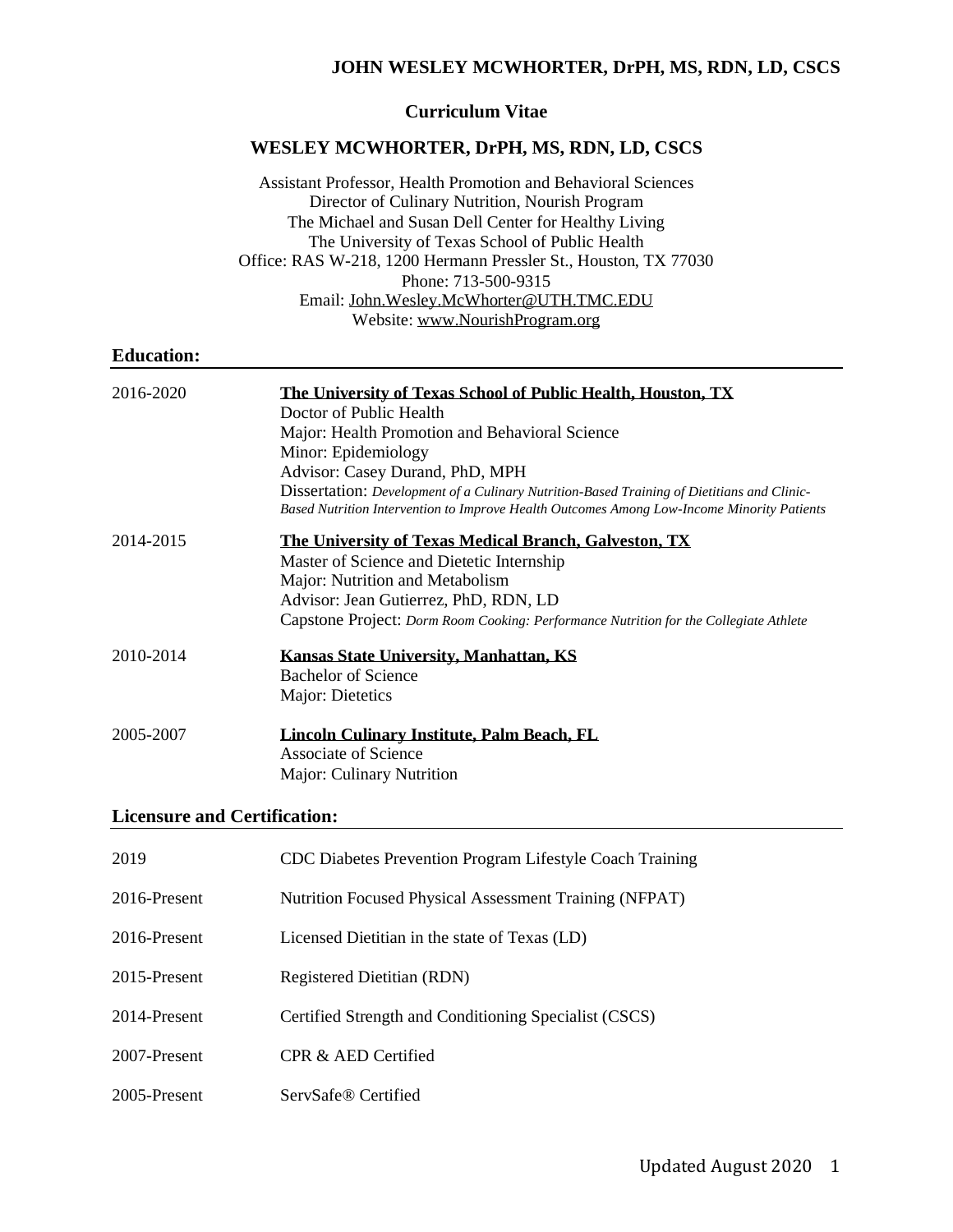# JOHN WESLEY MCWHORTER, DrPH, MS, RDN, LD, CSCS

## Curriculum Vitae

## WESLEY MCWHORTER, DrPH, MS, RDN, LD, CSCS

Assistant Professor, Health Promotion and Behavioral Sciences
Director of Culinary Nutrition, Nourish Program
The Michael and Susan Dell Center for Healthy Living
The University of Texas School of Public Health
Office: RAS W-218, 1200 Hermann Pressler St., Houston, TX 77030
Phone: 713-500-9315
Email: John.Wesley.McWhorter@UTH.TMC.EDU
Website: www.NourishProgram.org

### Education:

**2016-2020** — **The University of Texas School of Public Health, Houston, TX**
Doctor of Public Health
Major: Health Promotion and Behavioral Science
Minor: Epidemiology
Advisor: Casey Durand, PhD, MPH
Dissertation: *Development of a Culinary Nutrition-Based Training of Dietitians and Clinic-Based Nutrition Intervention to Improve Health Outcomes Among Low-Income Minority Patients*

**2014-2015** — **The University of Texas Medical Branch, Galveston, TX**
Master of Science and Dietetic Internship
Major: Nutrition and Metabolism
Advisor: Jean Gutierrez, PhD, RDN, LD
Capstone Project: *Dorm Room Cooking: Performance Nutrition for the Collegiate Athlete*

**2010-2014** — **Kansas State University, Manhattan, KS**
Bachelor of Science
Major: Dietetics

**2005-2007** — **Lincoln Culinary Institute, Palm Beach, FL**
Associate of Science
Major: Culinary Nutrition

### Licensure and Certification:

| | |
|---|---|
| 2019 | CDC Diabetes Prevention Program Lifestyle Coach Training |
| 2016-Present | Nutrition Focused Physical Assessment Training (NFPAT) |
| 2016-Present | Licensed Dietitian in the state of Texas (LD) |
| 2015-Present | Registered Dietitian (RDN) |
| 2014-Present | Certified Strength and Conditioning Specialist (CSCS) |
| 2007-Present | CPR & AED Certified |
| 2005-Present | ServSafe® Certified |

Updated August 2020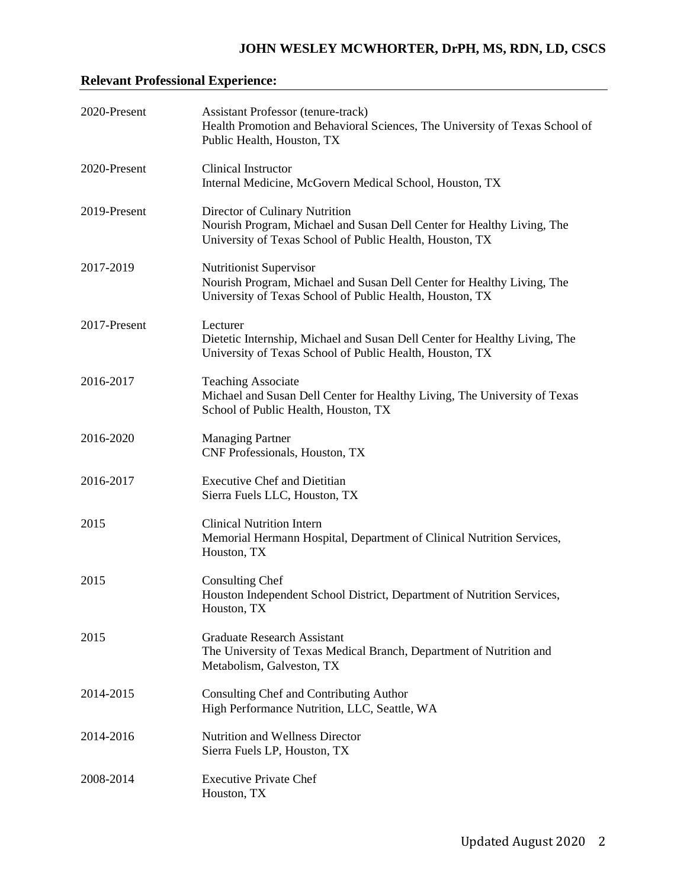## Relevant Professional Experience:

| | |
|---|---|
| 2020-Present | Assistant Professor (tenure-track)<br>Health Promotion and Behavioral Sciences, The University of Texas School of Public Health, Houston, TX |
| 2020-Present | Clinical Instructor<br>Internal Medicine, McGovern Medical School, Houston, TX |
| 2019-Present | Director of Culinary Nutrition<br>Nourish Program, Michael and Susan Dell Center for Healthy Living, The University of Texas School of Public Health, Houston, TX |
| 2017-2019 | Nutritionist Supervisor<br>Nourish Program, Michael and Susan Dell Center for Healthy Living, The University of Texas School of Public Health, Houston, TX |
| 2017-Present | Lecturer<br>Dietetic Internship, Michael and Susan Dell Center for Healthy Living, The University of Texas School of Public Health, Houston, TX |
| 2016-2017 | Teaching Associate<br>Michael and Susan Dell Center for Healthy Living, The University of Texas School of Public Health, Houston, TX |
| 2016-2020 | Managing Partner<br>CNF Professionals, Houston, TX |
| 2016-2017 | Executive Chef and Dietitian<br>Sierra Fuels LLC, Houston, TX |
| 2015 | Clinical Nutrition Intern<br>Memorial Hermann Hospital, Department of Clinical Nutrition Services, Houston, TX |
| 2015 | Consulting Chef<br>Houston Independent School District, Department of Nutrition Services, Houston, TX |
| 2015 | Graduate Research Assistant<br>The University of Texas Medical Branch, Department of Nutrition and Metabolism, Galveston, TX |
| 2014-2015 | Consulting Chef and Contributing Author<br>High Performance Nutrition, LLC, Seattle, WA |
| 2014-2016 | Nutrition and Wellness Director<br>Sierra Fuels LP, Houston, TX |
| 2008-2014 | Executive Private Chef<br>Houston, TX |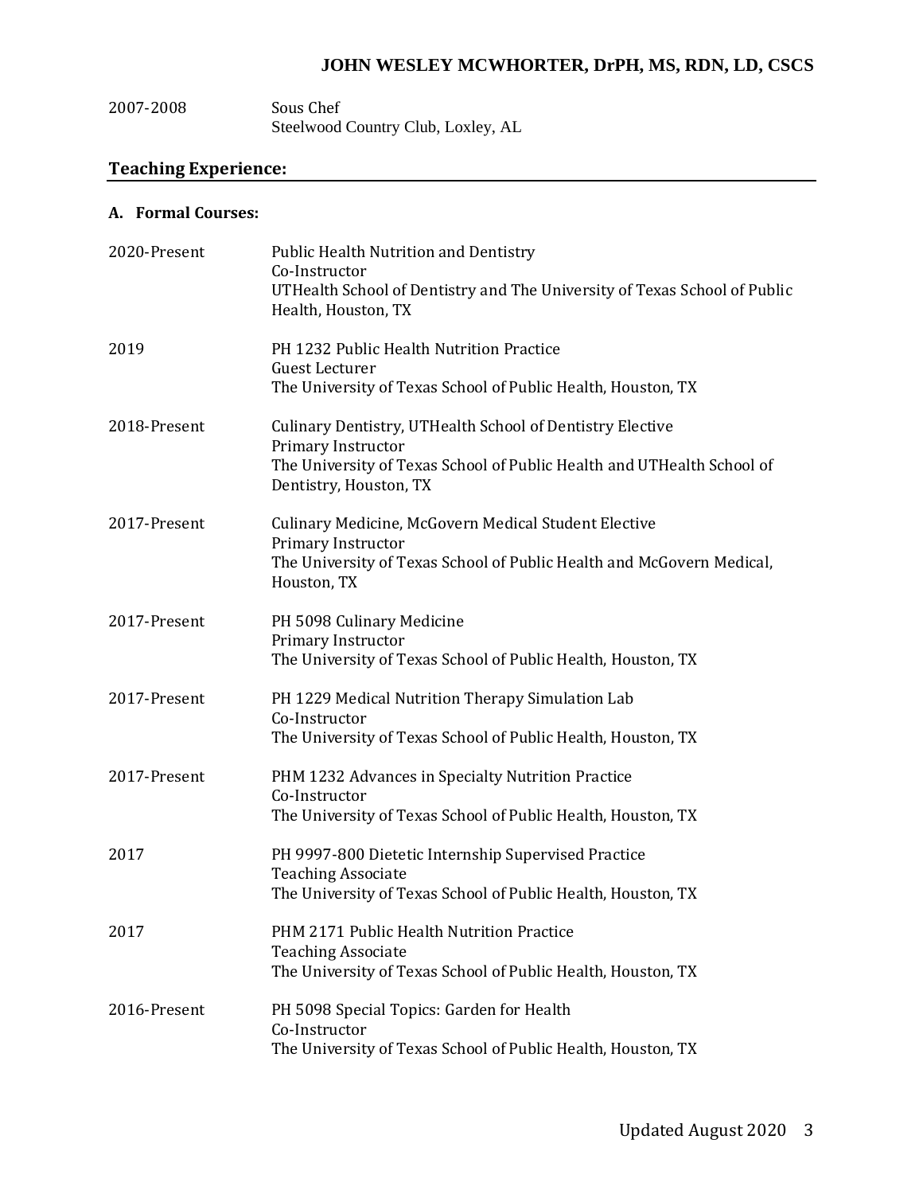2007-2008 Sous Chef
Steelwood Country Club, Loxley, AL

## Teaching Experience:

### A. Formal Courses:

2020-Present Public Health Nutrition and Dentistry
Co-Instructor
UTHealth School of Dentistry and The University of Texas School of Public Health, Houston, TX

2019 PH 1232 Public Health Nutrition Practice
Guest Lecturer
The University of Texas School of Public Health, Houston, TX

2018-Present Culinary Dentistry, UTHealth School of Dentistry Elective
Primary Instructor
The University of Texas School of Public Health and UTHealth School of Dentistry, Houston, TX

2017-Present Culinary Medicine, McGovern Medical Student Elective
Primary Instructor
The University of Texas School of Public Health and McGovern Medical, Houston, TX

2017-Present PH 5098 Culinary Medicine
Primary Instructor
The University of Texas School of Public Health, Houston, TX

2017-Present PH 1229 Medical Nutrition Therapy Simulation Lab
Co-Instructor
The University of Texas School of Public Health, Houston, TX

2017-Present PHM 1232 Advances in Specialty Nutrition Practice
Co-Instructor
The University of Texas School of Public Health, Houston, TX

2017 PH 9997-800 Dietetic Internship Supervised Practice
Teaching Associate
The University of Texas School of Public Health, Houston, TX

2017 PHM 2171 Public Health Nutrition Practice
Teaching Associate
The University of Texas School of Public Health, Houston, TX

2016-Present PH 5098 Special Topics: Garden for Health
Co-Instructor
The University of Texas School of Public Health, Houston, TX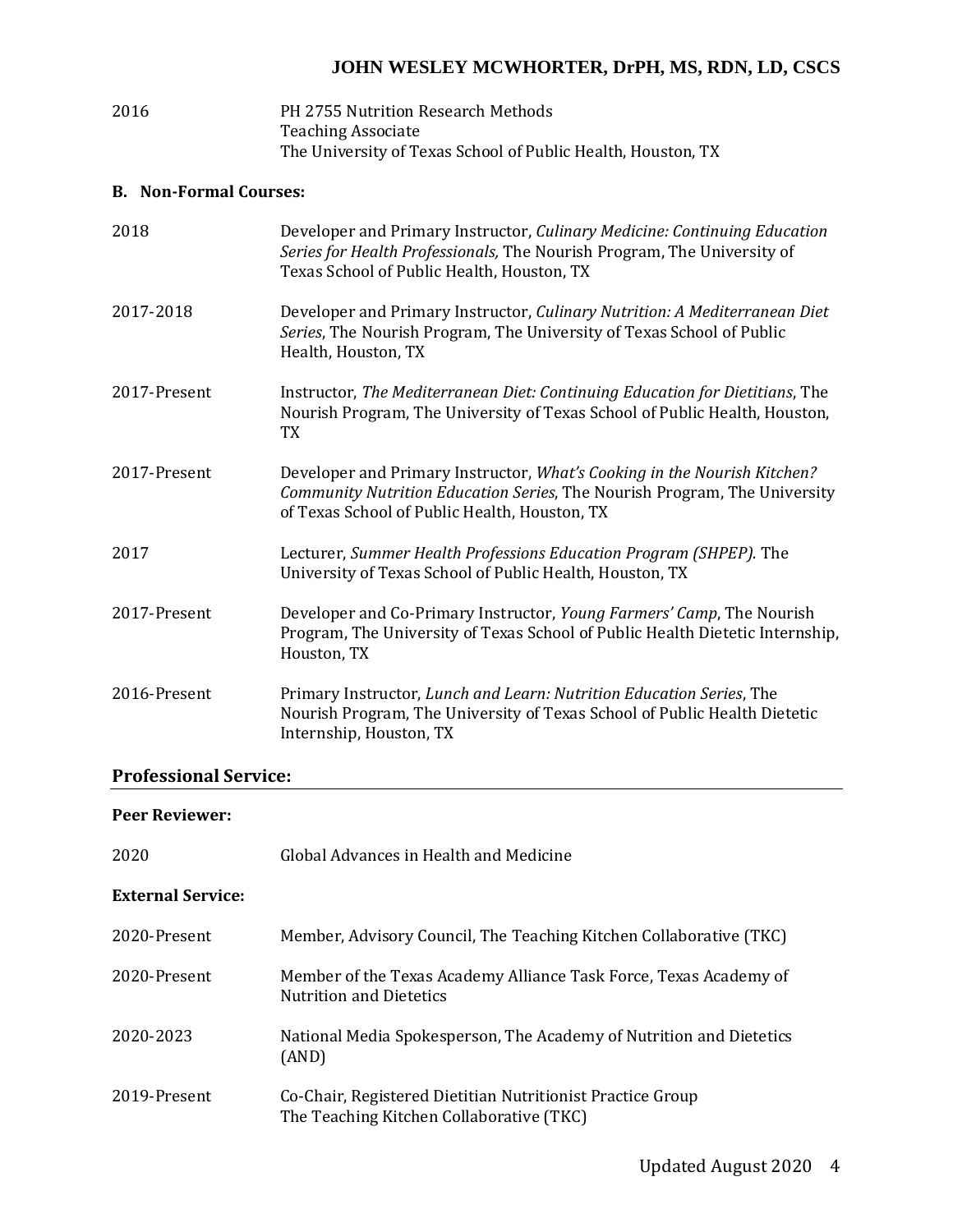2016 PH 2755 Nutrition Research Methods
Teaching Associate
The University of Texas School of Public Health, Houston, TX

**B. Non-Formal Courses:**

2018 Developer and Primary Instructor, *Culinary Medicine: Continuing Education Series for Health Professionals,* The Nourish Program, The University of Texas School of Public Health, Houston, TX

2017-2018 Developer and Primary Instructor, *Culinary Nutrition: A Mediterranean Diet Series*, The Nourish Program, The University of Texas School of Public Health, Houston, TX

2017-Present Instructor, *The Mediterranean Diet: Continuing Education for Dietitians*, The Nourish Program, The University of Texas School of Public Health, Houston, TX

2017-Present Developer and Primary Instructor, *What's Cooking in the Nourish Kitchen? Community Nutrition Education Series*, The Nourish Program, The University of Texas School of Public Health, Houston, TX

2017 Lecturer, *Summer Health Professions Education Program (SHPEP).* The University of Texas School of Public Health, Houston, TX

2017-Present Developer and Co-Primary Instructor, *Young Farmers' Camp*, The Nourish Program, The University of Texas School of Public Health Dietetic Internship, Houston, TX

2016-Present Primary Instructor, *Lunch and Learn: Nutrition Education Series*, The Nourish Program, The University of Texas School of Public Health Dietetic Internship, Houston, TX

## Professional Service:

**Peer Reviewer:**

2020 Global Advances in Health and Medicine

**External Service:**

2020-Present Member, Advisory Council, The Teaching Kitchen Collaborative (TKC)

2020-Present Member of the Texas Academy Alliance Task Force, Texas Academy of Nutrition and Dietetics

2020-2023 National Media Spokesperson, The Academy of Nutrition and Dietetics (AND)

2019-Present Co-Chair, Registered Dietitian Nutritionist Practice Group
The Teaching Kitchen Collaborative (TKC)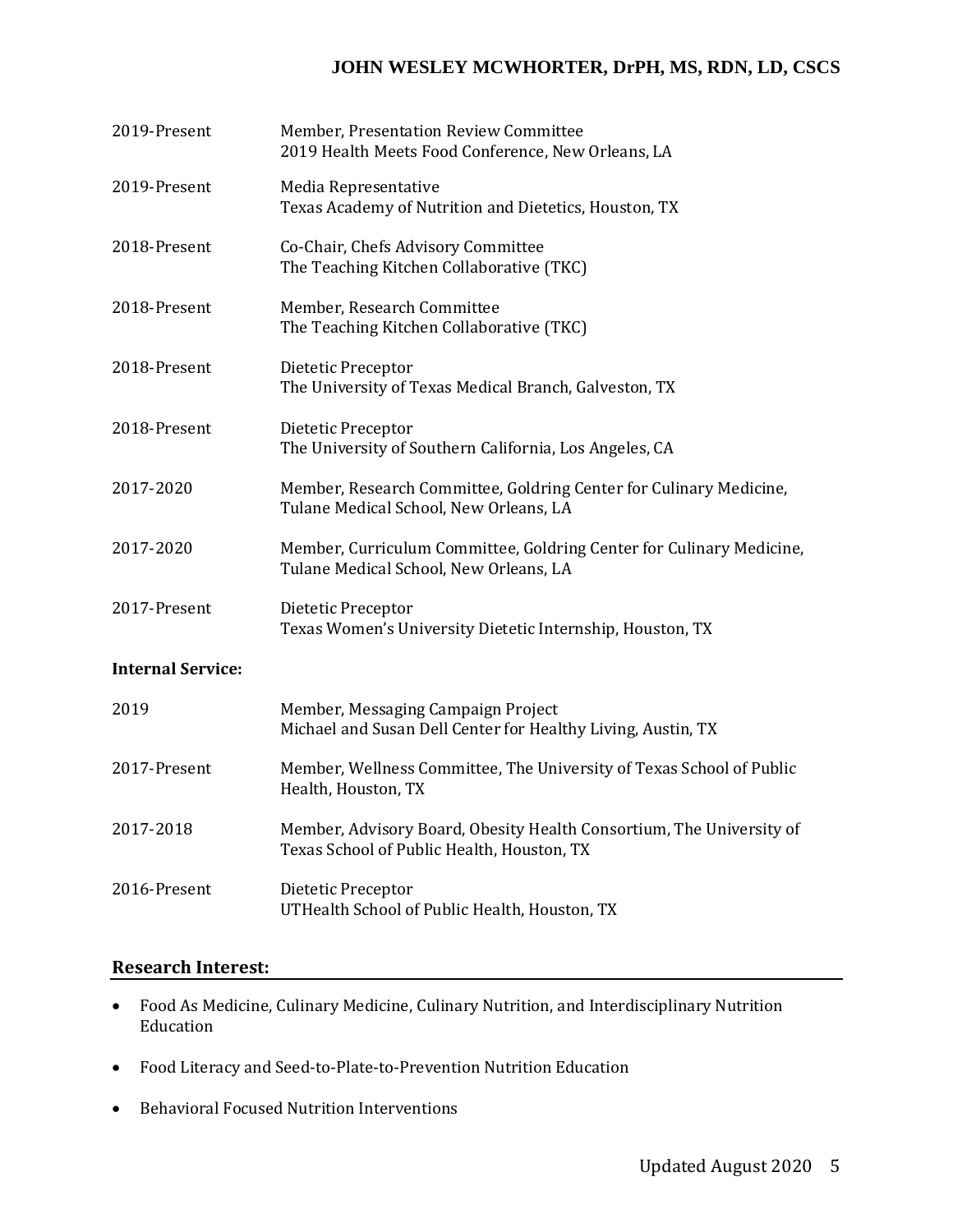2019-Present Member, Presentation Review Committee
2019 Health Meets Food Conference, New Orleans, LA

2019-Present Media Representative
Texas Academy of Nutrition and Dietetics, Houston, TX

2018-Present Co-Chair, Chefs Advisory Committee
The Teaching Kitchen Collaborative (TKC)

2018-Present Member, Research Committee
The Teaching Kitchen Collaborative (TKC)

2018-Present Dietetic Preceptor
The University of Texas Medical Branch, Galveston, TX

2018-Present Dietetic Preceptor
The University of Southern California, Los Angeles, CA

2017-2020 Member, Research Committee, Goldring Center for Culinary Medicine, Tulane Medical School, New Orleans, LA

2017-2020 Member, Curriculum Committee, Goldring Center for Culinary Medicine, Tulane Medical School, New Orleans, LA

2017-Present Dietetic Preceptor
Texas Women's University Dietetic Internship, Houston, TX

**Internal Service:**

2019 Member, Messaging Campaign Project
Michael and Susan Dell Center for Healthy Living, Austin, TX

2017-Present Member, Wellness Committee, The University of Texas School of Public Health, Houston, TX

2017-2018 Member, Advisory Board, Obesity Health Consortium, The University of Texas School of Public Health, Houston, TX

2016-Present Dietetic Preceptor
UTHealth School of Public Health, Houston, TX

## Research Interest:

- Food As Medicine, Culinary Medicine, Culinary Nutrition, and Interdisciplinary Nutrition Education
- Food Literacy and Seed-to-Plate-to-Prevention Nutrition Education
- Behavioral Focused Nutrition Interventions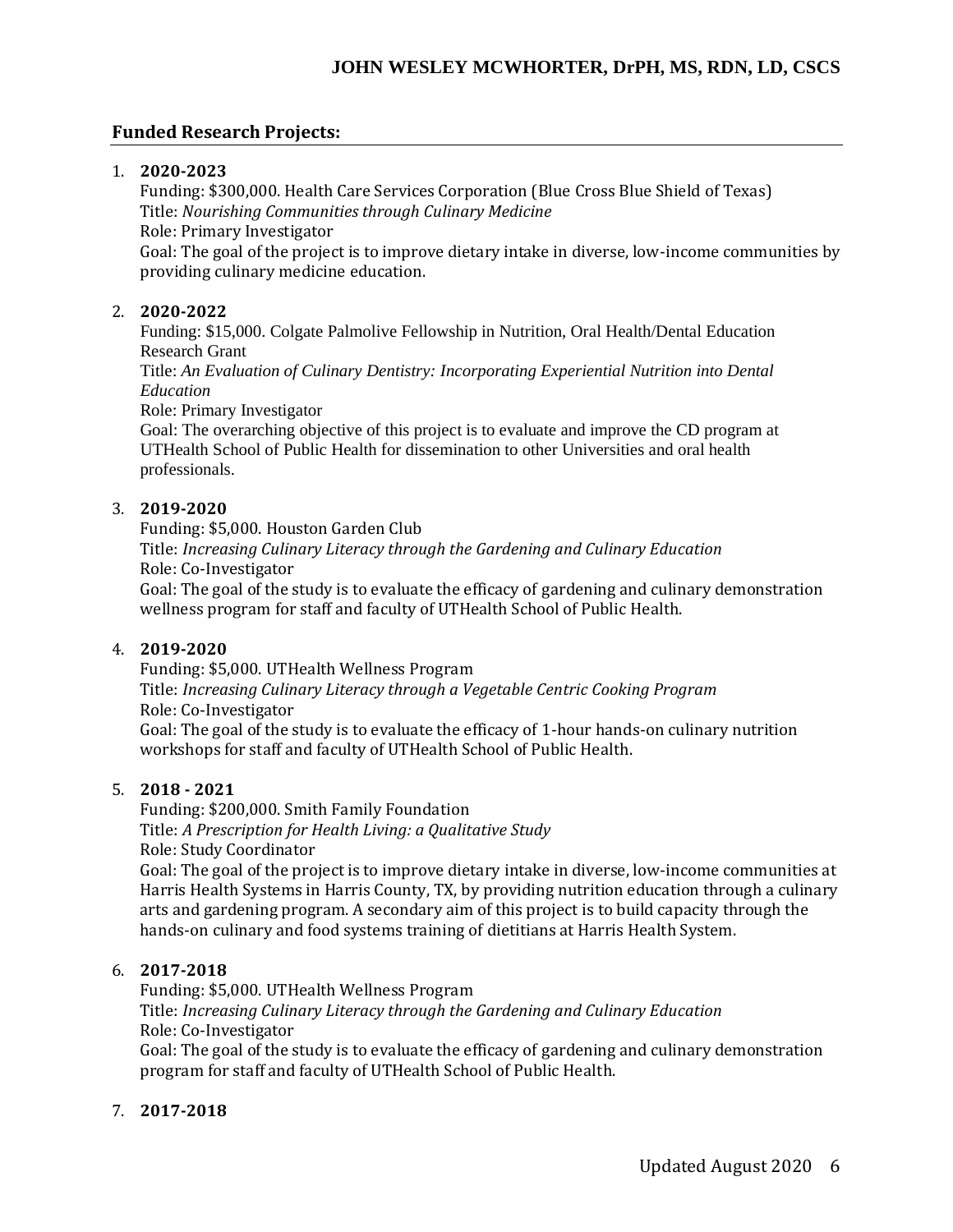## Funded Research Projects:

1. **2020-2023**
   Funding: $300,000. Health Care Services Corporation (Blue Cross Blue Shield of Texas)
   Title: *Nourishing Communities through Culinary Medicine*
   Role: Primary Investigator
   Goal: The goal of the project is to improve dietary intake in diverse, low-income communities by providing culinary medicine education.

2. **2020-2022**
   Funding: $15,000. Colgate Palmolive Fellowship in Nutrition, Oral Health/Dental Education Research Grant
   Title: *An Evaluation of Culinary Dentistry: Incorporating Experiential Nutrition into Dental Education*
   Role: Primary Investigator
   Goal: The overarching objective of this project is to evaluate and improve the CD program at UTHealth School of Public Health for dissemination to other Universities and oral health professionals.

3. **2019-2020**
   Funding: $5,000. Houston Garden Club
   Title: *Increasing Culinary Literacy through the Gardening and Culinary Education*
   Role: Co-Investigator
   Goal: The goal of the study is to evaluate the efficacy of gardening and culinary demonstration wellness program for staff and faculty of UTHealth School of Public Health.

4. **2019-2020**
   Funding: $5,000. UTHealth Wellness Program
   Title: *Increasing Culinary Literacy through a Vegetable Centric Cooking Program*
   Role: Co-Investigator
   Goal: The goal of the study is to evaluate the efficacy of 1-hour hands-on culinary nutrition workshops for staff and faculty of UTHealth School of Public Health.

5. **2018 - 2021**
   Funding: $200,000. Smith Family Foundation
   Title: *A Prescription for Health Living: a Qualitative Study*
   Role: Study Coordinator
   Goal: The goal of the project is to improve dietary intake in diverse, low-income communities at Harris Health Systems in Harris County, TX, by providing nutrition education through a culinary arts and gardening program. A secondary aim of this project is to build capacity through the hands-on culinary and food systems training of dietitians at Harris Health System.

6. **2017-2018**
   Funding: $5,000. UTHealth Wellness Program
   Title: *Increasing Culinary Literacy through the Gardening and Culinary Education*
   Role: Co-Investigator
   Goal: The goal of the study is to evaluate the efficacy of gardening and culinary demonstration program for staff and faculty of UTHealth School of Public Health.

7. **2017-2018**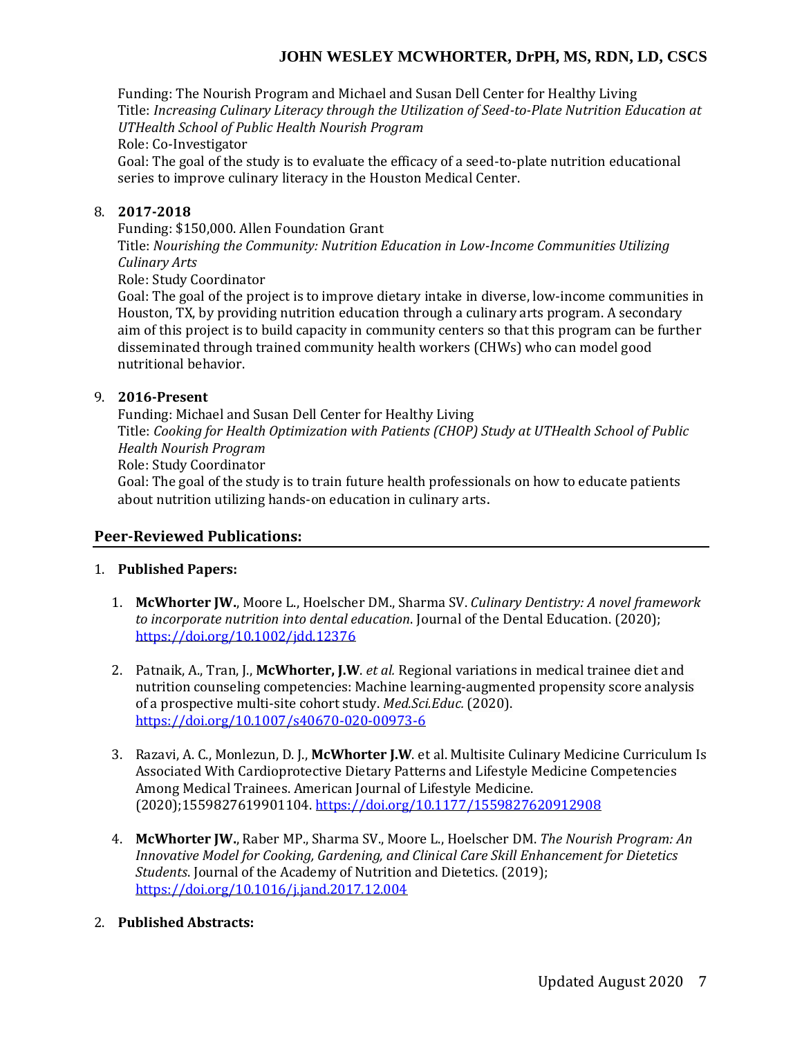Funding: The Nourish Program and Michael and Susan Dell Center for Healthy Living
Title: *Increasing Culinary Literacy through the Utilization of Seed-to-Plate Nutrition Education at UTHealth School of Public Health Nourish Program*
Role: Co-Investigator
Goal: The goal of the study is to evaluate the efficacy of a seed-to-plate nutrition educational series to improve culinary literacy in the Houston Medical Center.

8. **2017-2018**
   Funding: $150,000. Allen Foundation Grant
   Title: *Nourishing the Community: Nutrition Education in Low-Income Communities Utilizing Culinary Arts*
   Role: Study Coordinator
   Goal: The goal of the project is to improve dietary intake in diverse, low-income communities in Houston, TX, by providing nutrition education through a culinary arts program. A secondary aim of this project is to build capacity in community centers so that this program can be further disseminated through trained community health workers (CHWs) who can model good nutritional behavior.

9. **2016-Present**
   Funding: Michael and Susan Dell Center for Healthy Living
   Title: *Cooking for Health Optimization with Patients (CHOP) Study at UTHealth School of Public Health Nourish Program*
   Role: Study Coordinator
   Goal: The goal of the study is to train future health professionals on how to educate patients about nutrition utilizing hands-on education in culinary arts.

## Peer-Reviewed Publications:

1. **Published Papers:**

   1. **McWhorter JW.**, Moore L., Hoelscher DM., Sharma SV. *Culinary Dentistry: A novel framework to incorporate nutrition into dental education*. Journal of the Dental Education. (2020); https://doi.org/10.1002/jdd.12376

   2. Patnaik, A., Tran, J., **McWhorter, J.W**. *et al.* Regional variations in medical trainee diet and nutrition counseling competencies: Machine learning-augmented propensity score analysis of a prospective multi-site cohort study. *Med.Sci.Educ.* (2020). https://doi.org/10.1007/s40670-020-00973-6

   3. Razavi, A. C., Monlezun, D. J., **McWhorter J.W**. et al. Multisite Culinary Medicine Curriculum Is Associated With Cardioprotective Dietary Patterns and Lifestyle Medicine Competencies Among Medical Trainees. American Journal of Lifestyle Medicine. (2020);1559827619901104. https://doi.org/10.1177/1559827620912908

   4. **McWhorter JW.**, Raber MP., Sharma SV., Moore L., Hoelscher DM. *The Nourish Program: An Innovative Model for Cooking, Gardening, and Clinical Care Skill Enhancement for Dietetics Students*. Journal of the Academy of Nutrition and Dietetics. (2019); https://doi.org/10.1016/j.jand.2017.12.004

2. **Published Abstracts:**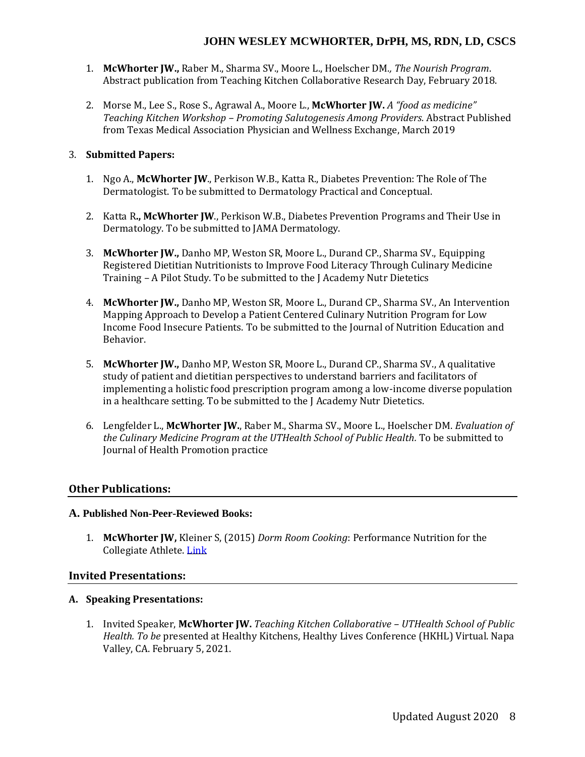1. **McWhorter JW.,** Raber M., Sharma SV., Moore L., Hoelscher DM*., The Nourish Program*. Abstract publication from Teaching Kitchen Collaborative Research Day, February 2018.

2. Morse M., Lee S., Rose S., Agrawal A., Moore L., **McWhorter JW.** *A "food as medicine" Teaching Kitchen Workshop – Promoting Salutogenesis Among Providers.* Abstract Published from Texas Medical Association Physician and Wellness Exchange, March 2019

3. **Submitted Papers:**

   1. Ngo A., **McWhorter JW**., Perkison W.B., Katta R., Diabetes Prevention: The Role of The Dermatologist. To be submitted to Dermatology Practical and Conceptual.

   2. Katta R**., McWhorter JW**., Perkison W.B., Diabetes Prevention Programs and Their Use in Dermatology. To be submitted to JAMA Dermatology.

   3. **McWhorter JW.,** Danho MP, Weston SR, Moore L., Durand CP., Sharma SV., Equipping Registered Dietitian Nutritionists to Improve Food Literacy Through Culinary Medicine Training – A Pilot Study. To be submitted to the J Academy Nutr Dietetics

   4. **McWhorter JW.,** Danho MP, Weston SR, Moore L., Durand CP., Sharma SV., An Intervention Mapping Approach to Develop a Patient Centered Culinary Nutrition Program for Low Income Food Insecure Patients. To be submitted to the Journal of Nutrition Education and Behavior.

   5. **McWhorter JW.,** Danho MP, Weston SR, Moore L., Durand CP., Sharma SV., A qualitative study of patient and dietitian perspectives to understand barriers and facilitators of implementing a holistic food prescription program among a low-income diverse population in a healthcare setting. To be submitted to the J Academy Nutr Dietetics.

   6. Lengfelder L., **McWhorter JW.**, Raber M., Sharma SV., Moore L., Hoelscher DM. *Evaluation of the Culinary Medicine Program at the UTHealth School of Public Health.* To be submitted to Journal of Health Promotion practice

## Other Publications:

### A. Published Non-Peer-Reviewed Books:

1. **McWhorter JW,** Kleiner S, (2015) *Dorm Room Cooking*: Performance Nutrition for the Collegiate Athlete. Link

## Invited Presentations:

### A. Speaking Presentations:

1. Invited Speaker, **McWhorter JW.** *Teaching Kitchen Collaborative – UTHealth School of Public Health. To be* presented at Healthy Kitchens, Healthy Lives Conference (HKHL) Virtual. Napa Valley, CA. February 5, 2021.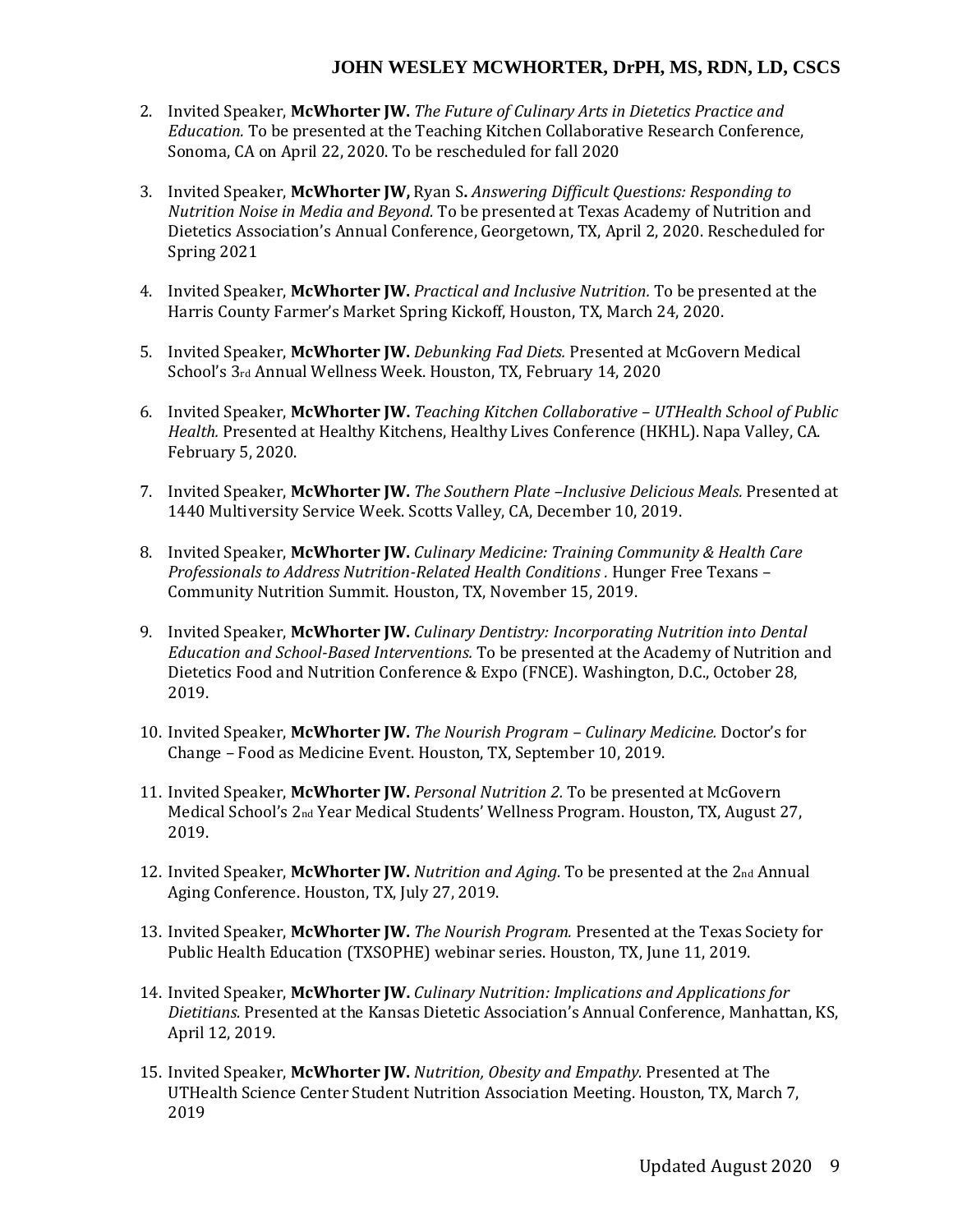2. Invited Speaker, **McWhorter JW.** *The Future of Culinary Arts in Dietetics Practice and Education.* To be presented at the Teaching Kitchen Collaborative Research Conference, Sonoma, CA on April 22, 2020. To be rescheduled for fall 2020

3. Invited Speaker, **McWhorter JW,** Ryan S**.** *Answering Difficult Questions: Responding to Nutrition Noise in Media and Beyond.* To be presented at Texas Academy of Nutrition and Dietetics Association's Annual Conference, Georgetown, TX, April 2, 2020. Rescheduled for Spring 2021

4. Invited Speaker, **McWhorter JW.** *Practical and Inclusive Nutrition.* To be presented at the Harris County Farmer's Market Spring Kickoff, Houston, TX, March 24, 2020.

5. Invited Speaker, **McWhorter JW.** *Debunking Fad Diets.* Presented at McGovern Medical School's 3rd Annual Wellness Week. Houston, TX, February 14, 2020

6. Invited Speaker, **McWhorter JW.** *Teaching Kitchen Collaborative – UTHealth School of Public Health.* Presented at Healthy Kitchens, Healthy Lives Conference (HKHL). Napa Valley, CA. February 5, 2020.

7. Invited Speaker, **McWhorter JW.** *The Southern Plate –Inclusive Delicious Meals.* Presented at 1440 Multiversity Service Week. Scotts Valley, CA, December 10, 2019.

8. Invited Speaker, **McWhorter JW.** *Culinary Medicine: Training Community & Health Care Professionals to Address Nutrition-Related Health Conditions .* Hunger Free Texans – Community Nutrition Summit. Houston, TX, November 15, 2019.

9. Invited Speaker, **McWhorter JW.** *Culinary Dentistry: Incorporating Nutrition into Dental Education and School-Based Interventions.* To be presented at the Academy of Nutrition and Dietetics Food and Nutrition Conference & Expo (FNCE). Washington, D.C., October 28, 2019.

10. Invited Speaker, **McWhorter JW.** *The Nourish Program – Culinary Medicine.* Doctor's for Change – Food as Medicine Event. Houston, TX, September 10, 2019.

11. Invited Speaker, **McWhorter JW.** *Personal Nutrition 2.* To be presented at McGovern Medical School's 2nd Year Medical Students' Wellness Program. Houston, TX, August 27, 2019.

12. Invited Speaker, **McWhorter JW.** *Nutrition and Aging.* To be presented at the 2nd Annual Aging Conference. Houston, TX, July 27, 2019.

13. Invited Speaker, **McWhorter JW.** *The Nourish Program.* Presented at the Texas Society for Public Health Education (TXSOPHE) webinar series. Houston, TX, June 11, 2019.

14. Invited Speaker, **McWhorter JW.** *Culinary Nutrition: Implications and Applications for Dietitians.* Presented at the Kansas Dietetic Association's Annual Conference, Manhattan, KS, April 12, 2019.

15. Invited Speaker, **McWhorter JW.** *Nutrition, Obesity and Empathy.* Presented at The UTHealth Science Center Student Nutrition Association Meeting. Houston, TX, March 7, 2019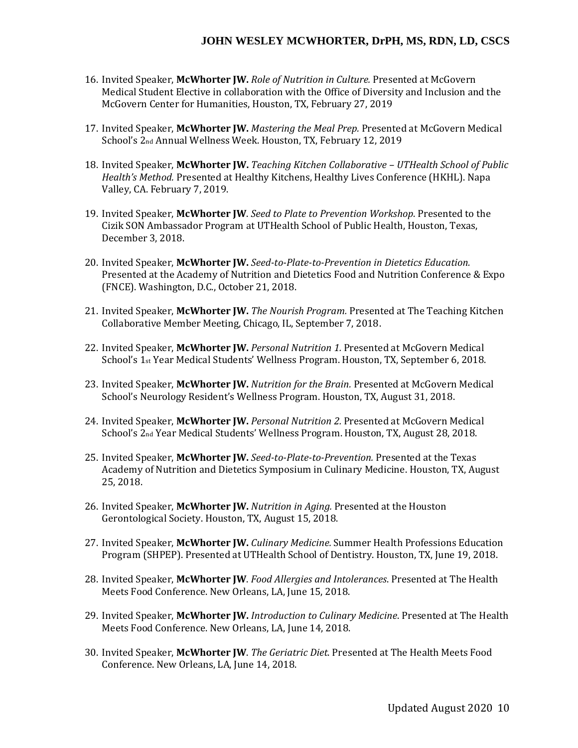16. Invited Speaker, **McWhorter JW.** *Role of Nutrition in Culture.* Presented at McGovern Medical Student Elective in collaboration with the Office of Diversity and Inclusion and the McGovern Center for Humanities, Houston, TX, February 27, 2019

17. Invited Speaker, **McWhorter JW.** *Mastering the Meal Prep.* Presented at McGovern Medical School's 2nd Annual Wellness Week. Houston, TX, February 12, 2019

18. Invited Speaker, **McWhorter JW.** *Teaching Kitchen Collaborative – UTHealth School of Public Health's Method.* Presented at Healthy Kitchens, Healthy Lives Conference (HKHL). Napa Valley, CA. February 7, 2019.

19. Invited Speaker, **McWhorter JW**. *Seed to Plate to Prevention Workshop*. Presented to the Cizik SON Ambassador Program at UTHealth School of Public Health, Houston, Texas, December 3, 2018.

20. Invited Speaker, **McWhorter JW.** *Seed-to-Plate-to-Prevention in Dietetics Education.* Presented at the Academy of Nutrition and Dietetics Food and Nutrition Conference & Expo (FNCE). Washington, D.C., October 21, 2018.

21. Invited Speaker, **McWhorter JW.** *The Nourish Program.* Presented at The Teaching Kitchen Collaborative Member Meeting, Chicago, IL, September 7, 2018.

22. Invited Speaker, **McWhorter JW.** *Personal Nutrition 1.* Presented at McGovern Medical School's 1st Year Medical Students' Wellness Program. Houston, TX, September 6, 2018.

23. Invited Speaker, **McWhorter JW.** *Nutrition for the Brain.* Presented at McGovern Medical School's Neurology Resident's Wellness Program. Houston, TX, August 31, 2018.

24. Invited Speaker, **McWhorter JW.** *Personal Nutrition 2.* Presented at McGovern Medical School's 2nd Year Medical Students' Wellness Program. Houston, TX, August 28, 2018.

25. Invited Speaker, **McWhorter JW.** *Seed-to-Plate-to-Prevention.* Presented at the Texas Academy of Nutrition and Dietetics Symposium in Culinary Medicine. Houston, TX, August 25, 2018.

26. Invited Speaker, **McWhorter JW.** *Nutrition in Aging.* Presented at the Houston Gerontological Society. Houston, TX, August 15, 2018.

27. Invited Speaker, **McWhorter JW.** *Culinary Medicine.* Summer Health Professions Education Program (SHPEP). Presented at UTHealth School of Dentistry. Houston, TX, June 19, 2018.

28. Invited Speaker, **McWhorter JW**. *Food Allergies and Intolerances*. Presented at The Health Meets Food Conference. New Orleans, LA, June 15, 2018.

29. Invited Speaker, **McWhorter JW.** *Introduction to Culinary Medicine*. Presented at The Health Meets Food Conference. New Orleans, LA, June 14, 2018.

30. Invited Speaker, **McWhorter JW**. *The Geriatric Diet*. Presented at The Health Meets Food Conference. New Orleans, LA, June 14, 2018.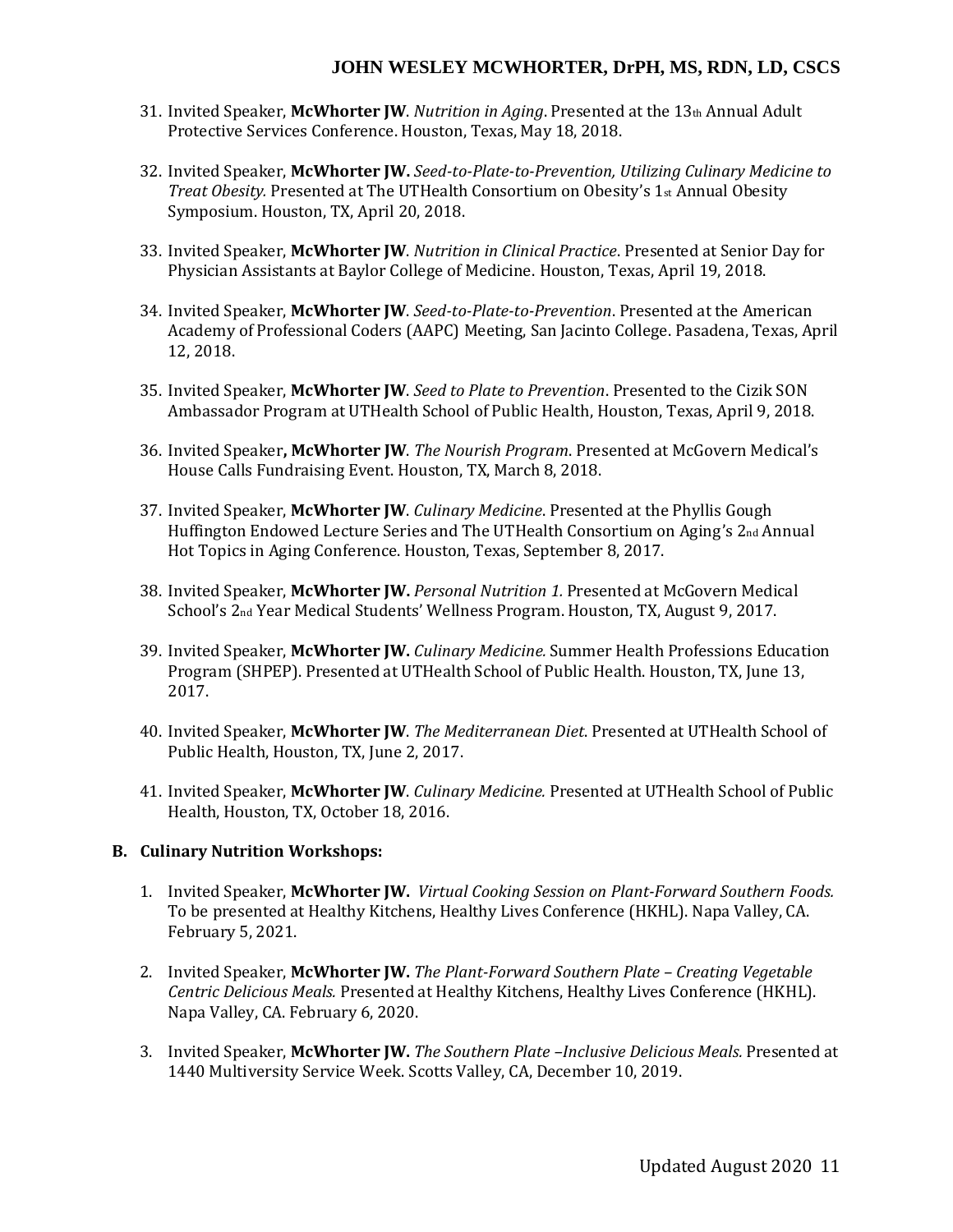31. Invited Speaker, **McWhorter JW**. *Nutrition in Aging*. Presented at the 13th Annual Adult Protective Services Conference. Houston, Texas, May 18, 2018.

32. Invited Speaker, **McWhorter JW.** *Seed-to-Plate-to-Prevention, Utilizing Culinary Medicine to Treat Obesity.* Presented at The UTHealth Consortium on Obesity's 1st Annual Obesity Symposium. Houston, TX, April 20, 2018.

33. Invited Speaker, **McWhorter JW**. *Nutrition in Clinical Practice*. Presented at Senior Day for Physician Assistants at Baylor College of Medicine. Houston, Texas, April 19, 2018.

34. Invited Speaker, **McWhorter JW**. *Seed-to-Plate-to-Prevention*. Presented at the American Academy of Professional Coders (AAPC) Meeting, San Jacinto College. Pasadena, Texas, April 12, 2018.

35. Invited Speaker, **McWhorter JW**. *Seed to Plate to Prevention*. Presented to the Cizik SON Ambassador Program at UTHealth School of Public Health, Houston, Texas, April 9, 2018.

36. Invited Speaker**, McWhorter JW**. *The Nourish Program*. Presented at McGovern Medical's House Calls Fundraising Event. Houston, TX, March 8, 2018.

37. Invited Speaker, **McWhorter JW**. *Culinary Medicine*. Presented at the Phyllis Gough Huffington Endowed Lecture Series and The UTHealth Consortium on Aging's 2nd Annual Hot Topics in Aging Conference. Houston, Texas, September 8, 2017.

38. Invited Speaker, **McWhorter JW.** *Personal Nutrition 1.* Presented at McGovern Medical School's 2nd Year Medical Students' Wellness Program. Houston, TX, August 9, 2017.

39. Invited Speaker, **McWhorter JW.** *Culinary Medicine.* Summer Health Professions Education Program (SHPEP). Presented at UTHealth School of Public Health. Houston, TX, June 13, 2017.

40. Invited Speaker, **McWhorter JW**. *The Mediterranean Diet*. Presented at UTHealth School of Public Health, Houston, TX, June 2, 2017.

41. Invited Speaker, **McWhorter JW**. *Culinary Medicine.* Presented at UTHealth School of Public Health, Houston, TX, October 18, 2016.

**B. Culinary Nutrition Workshops:**

1. Invited Speaker, **McWhorter JW.** *Virtual Cooking Session on Plant-Forward Southern Foods.* To be presented at Healthy Kitchens, Healthy Lives Conference (HKHL). Napa Valley, CA. February 5, 2021.

2. Invited Speaker, **McWhorter JW.** *The Plant-Forward Southern Plate – Creating Vegetable Centric Delicious Meals.* Presented at Healthy Kitchens, Healthy Lives Conference (HKHL). Napa Valley, CA. February 6, 2020.

3. Invited Speaker, **McWhorter JW.** *The Southern Plate –Inclusive Delicious Meals.* Presented at 1440 Multiversity Service Week. Scotts Valley, CA, December 10, 2019.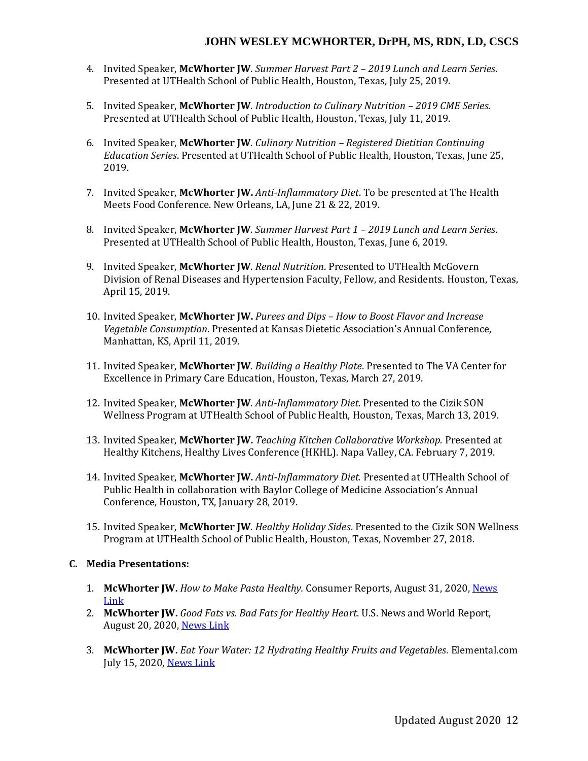4. Invited Speaker, **McWhorter JW**. *Summer Harvest Part 2 – 2019 Lunch and Learn Series*. Presented at UTHealth School of Public Health, Houston, Texas, July 25, 2019.

5. Invited Speaker, **McWhorter JW**. *Introduction to Culinary Nutrition – 2019 CME Series*. Presented at UTHealth School of Public Health, Houston, Texas, July 11, 2019.

6. Invited Speaker, **McWhorter JW**. *Culinary Nutrition – Registered Dietitian Continuing Education Series*. Presented at UTHealth School of Public Health, Houston, Texas, June 25, 2019.

7. Invited Speaker, **McWhorter JW.** *Anti-Inflammatory Diet*. To be presented at The Health Meets Food Conference. New Orleans, LA, June 21 & 22, 2019.

8. Invited Speaker, **McWhorter JW**. *Summer Harvest Part 1 – 2019 Lunch and Learn Series*. Presented at UTHealth School of Public Health, Houston, Texas, June 6, 2019.

9. Invited Speaker, **McWhorter JW**. *Renal Nutrition*. Presented to UTHealth McGovern Division of Renal Diseases and Hypertension Faculty, Fellow, and Residents. Houston, Texas, April 15, 2019.

10. Invited Speaker, **McWhorter JW.** *Purees and Dips – How to Boost Flavor and Increase Vegetable Consumption.* Presented at Kansas Dietetic Association's Annual Conference, Manhattan, KS, April 11, 2019.

11. Invited Speaker, **McWhorter JW**. *Building a Healthy Plate*. Presented to The VA Center for Excellence in Primary Care Education, Houston, Texas, March 27, 2019.

12. Invited Speaker, **McWhorter JW**. *Anti-Inflammatory Diet*. Presented to the Cizik SON Wellness Program at UTHealth School of Public Health, Houston, Texas, March 13, 2019.

13. Invited Speaker, **McWhorter JW.** *Teaching Kitchen Collaborative Workshop.* Presented at Healthy Kitchens, Healthy Lives Conference (HKHL). Napa Valley, CA. February 7, 2019.

14. Invited Speaker, **McWhorter JW.** *Anti-Inflammatory Diet.* Presented at UTHealth School of Public Health in collaboration with Baylor College of Medicine Association's Annual Conference, Houston, TX, January 28, 2019.

15. Invited Speaker, **McWhorter JW**. *Healthy Holiday Sides*. Presented to the Cizik SON Wellness Program at UTHealth School of Public Health, Houston, Texas, November 27, 2018.

### C. Media Presentations:

1. **McWhorter JW.** *How to Make Pasta Healthy.* Consumer Reports, August 31, 2020, News Link
2. **McWhorter JW.** *Good Fats vs. Bad Fats for Healthy Heart.* U.S. News and World Report, August 20, 2020, News Link

3. **McWhorter JW.** *Eat Your Water: 12 Hydrating Healthy Fruits and Vegetables.* Elemental.com July 15, 2020, News Link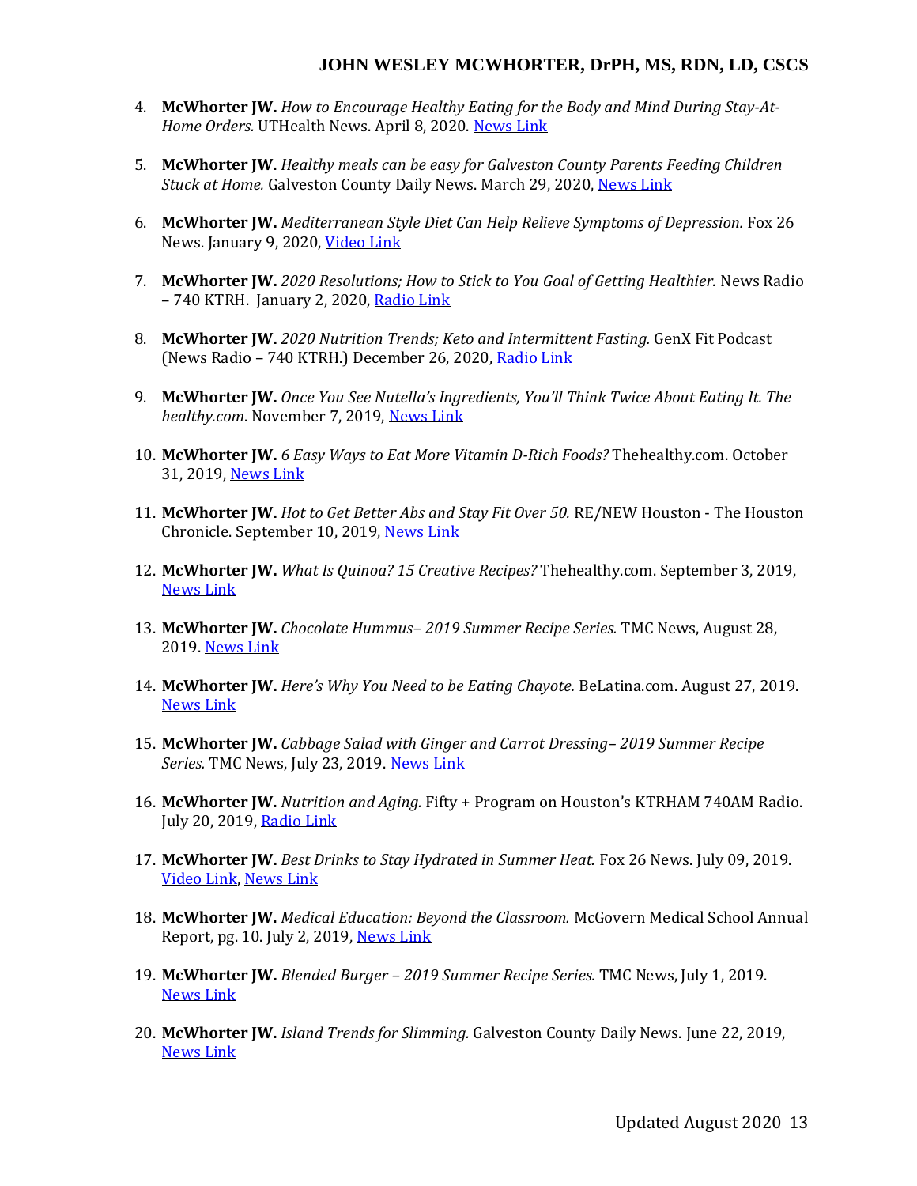4. **McWhorter JW.** *How to Encourage Healthy Eating for the Body and Mind During Stay-At-Home Orders.* UTHealth News. April 8, 2020. News Link

5. **McWhorter JW.** *Healthy meals can be easy for Galveston County Parents Feeding Children Stuck at Home.* Galveston County Daily News. March 29, 2020, News Link

6. **McWhorter JW.** *Mediterranean Style Diet Can Help Relieve Symptoms of Depression.* Fox 26 News. January 9, 2020, Video Link

7. **McWhorter JW.** *2020 Resolutions; How to Stick to You Goal of Getting Healthier.* News Radio – 740 KTRH. January 2, 2020, Radio Link

8. **McWhorter JW.** *2020 Nutrition Trends; Keto and Intermittent Fasting.* GenX Fit Podcast (News Radio – 740 KTRH.) December 26, 2020, Radio Link

9. **McWhorter JW.** *Once You See Nutella's Ingredients, You'll Think Twice About Eating It. The healthy.com*. November 7, 2019, News Link

10. **McWhorter JW.** *6 Easy Ways to Eat More Vitamin D-Rich Foods?* Thehealthy.com. October 31, 2019, News Link

11. **McWhorter JW.** *Hot to Get Better Abs and Stay Fit Over 50.* RE/NEW Houston - The Houston Chronicle. September 10, 2019, News Link

12. **McWhorter JW.** *What Is Quinoa? 15 Creative Recipes?* Thehealthy.com. September 3, 2019, News Link

13. **McWhorter JW.** *Chocolate Hummus– 2019 Summer Recipe Series.* TMC News, August 28, 2019. News Link

14. **McWhorter JW.** *Here's Why You Need to be Eating Chayote.* BeLatina.com. August 27, 2019. News Link

15. **McWhorter JW.** *Cabbage Salad with Ginger and Carrot Dressing– 2019 Summer Recipe Series.* TMC News, July 23, 2019. News Link

16. **McWhorter JW.** *Nutrition and Aging.* Fifty + Program on Houston's KTRHAM 740AM Radio. July 20, 2019, Radio Link

17. **McWhorter JW.** *Best Drinks to Stay Hydrated in Summer Heat.* Fox 26 News. July 09, 2019. Video Link, News Link

18. **McWhorter JW.** *Medical Education: Beyond the Classroom.* McGovern Medical School Annual Report, pg. 10. July 2, 2019, News Link

19. **McWhorter JW.** *Blended Burger – 2019 Summer Recipe Series.* TMC News, July 1, 2019. News Link

20. **McWhorter JW.** *Island Trends for Slimming.* Galveston County Daily News. June 22, 2019, News Link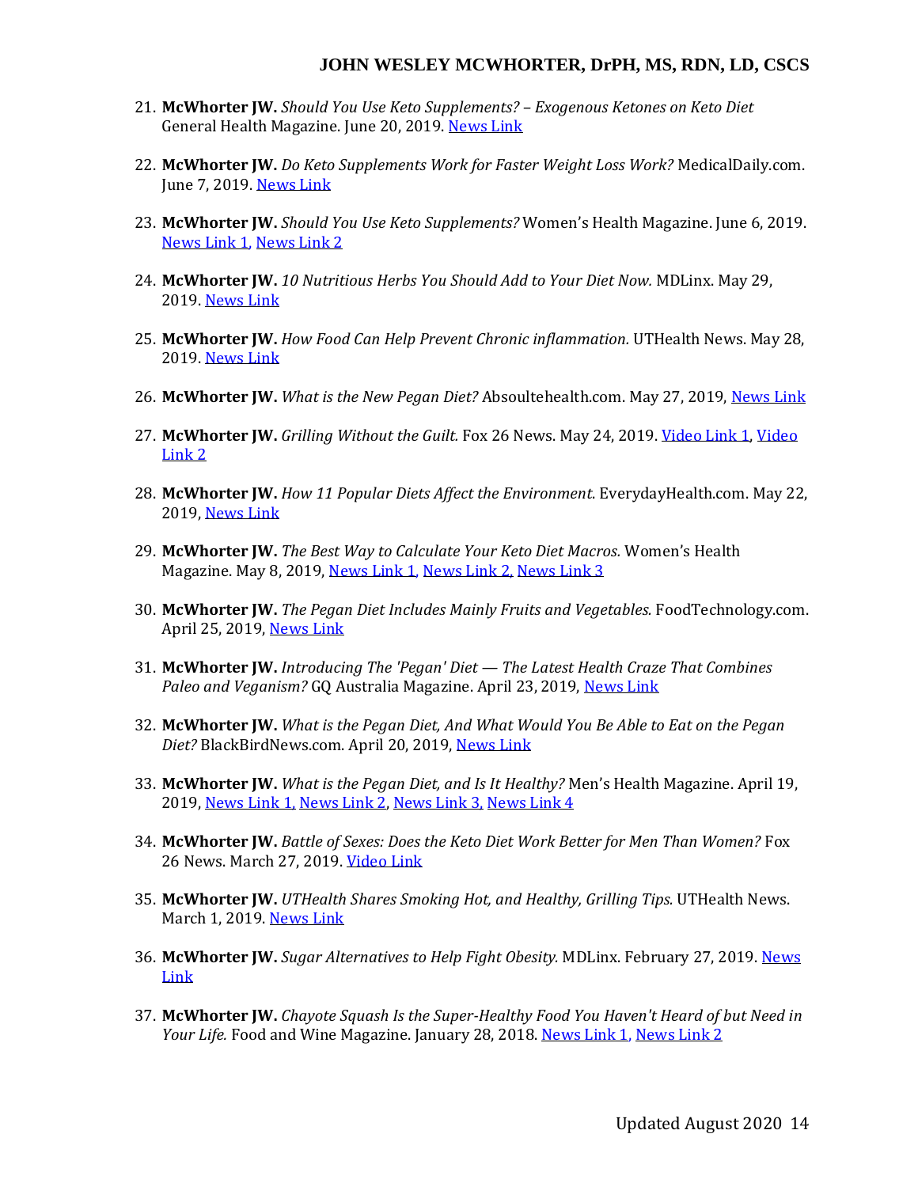21. **McWhorter JW.** *Should You Use Keto Supplements? – Exogenous Ketones on Keto Diet* General Health Magazine. June 20, 2019. News Link

22. **McWhorter JW.** *Do Keto Supplements Work for Faster Weight Loss Work?* MedicalDaily.com. June 7, 2019. News Link

23. **McWhorter JW.** *Should You Use Keto Supplements?* Women's Health Magazine. June 6, 2019. News Link 1, News Link 2

24. **McWhorter JW.** *10 Nutritious Herbs You Should Add to Your Diet Now.* MDLinx. May 29, 2019. News Link

25. **McWhorter JW.** *How Food Can Help Prevent Chronic inflammation.* UTHealth News. May 28, 2019. News Link

26. **McWhorter JW.** *What is the New Pegan Diet?* Absoultehealth.com. May 27, 2019, News Link

27. **McWhorter JW.** *Grilling Without the Guilt.* Fox 26 News. May 24, 2019. Video Link 1, Video Link 2

28. **McWhorter JW.** *How 11 Popular Diets Affect the Environment*. EverydayHealth.com. May 22, 2019, News Link

29. **McWhorter JW.** *The Best Way to Calculate Your Keto Diet Macros.* Women's Health Magazine. May 8, 2019, News Link 1, News Link 2, News Link 3

30. **McWhorter JW.** *The Pegan Diet Includes Mainly Fruits and Vegetables.* FoodTechnology.com. April 25, 2019, News Link

31. **McWhorter JW.** *Introducing The 'Pegan' Diet — The Latest Health Craze That Combines Paleo and Veganism?* GQ Australia Magazine. April 23, 2019, News Link

32. **McWhorter JW.** *What is the Pegan Diet, And What Would You Be Able to Eat on the Pegan Diet?* BlackBirdNews.com. April 20, 2019, News Link

33. **McWhorter JW.** *What is the Pegan Diet, and Is It Healthy?* Men's Health Magazine. April 19, 2019, News Link 1, News Link 2, News Link 3, News Link 4

34. **McWhorter JW.** *Battle of Sexes: Does the Keto Diet Work Better for Men Than Women?* Fox 26 News. March 27, 2019. Video Link

35. **McWhorter JW.** *UTHealth Shares Smoking Hot, and Healthy, Grilling Tips.* UTHealth News. March 1, 2019. News Link

36. **McWhorter JW.** *Sugar Alternatives to Help Fight Obesity.* MDLinx. February 27, 2019. News Link

37. **McWhorter JW.** *Chayote Squash Is the Super-Healthy Food You Haven't Heard of but Need in Your Life.* Food and Wine Magazine. January 28, 2018. News Link 1, News Link 2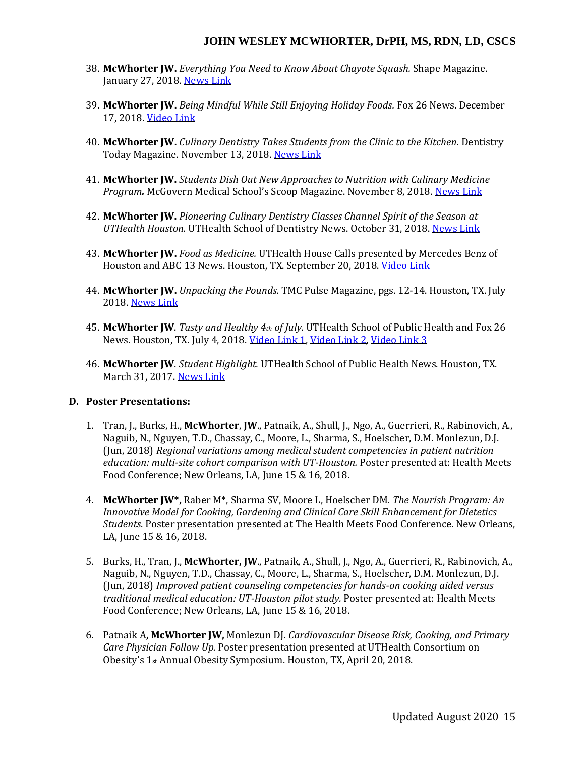38. **McWhorter JW.** *Everything You Need to Know About Chayote Squash.* Shape Magazine. January 27, 2018. News Link

39. **McWhorter JW.** *Being Mindful While Still Enjoying Holiday Foods.* Fox 26 News. December 17, 2018. Video Link

40. **McWhorter JW.** *Culinary Dentistry Takes Students from the Clinic to the Kitchen.* Dentistry Today Magazine. November 13, 2018. News Link

41. **McWhorter JW.** *Students Dish Out New Approaches to Nutrition with Culinary Medicine Program***.** McGovern Medical School's Scoop Magazine. November 8, 2018. News Link

42. **McWhorter JW.** *Pioneering Culinary Dentistry Classes Channel Spirit of the Season at UTHealth Houston.* UTHealth School of Dentistry News. October 31, 2018. News Link

43. **McWhorter JW.** *Food as Medicine.* UTHealth House Calls presented by Mercedes Benz of Houston and ABC 13 News. Houston, TX. September 20, 2018. Video Link

44. **McWhorter JW.** *Unpacking the Pounds.* TMC Pulse Magazine, pgs. 12-14. Houston, TX. July 2018. News Link

45. **McWhorter JW**. *Tasty and Healthy 4th of July.* UTHealth School of Public Health and Fox 26 News. Houston, TX. July 4, 2018. Video Link 1, Video Link 2, Video Link 3

46. **McWhorter JW**. *Student Highlight.* UTHealth School of Public Health News. Houston, TX. March 31, 2017. News Link

**D. Poster Presentations:**

1. Tran, J., Burks, H., **McWhorter**, **JW**., Patnaik, A., Shull, J., Ngo, A., Guerrieri, R., Rabinovich, A., Naguib, N., Nguyen, T.D., Chassay, C., Moore, L., Sharma, S., Hoelscher, D.M. Monlezun, D.J. (Jun, 2018) *Regional variations among medical student competencies in patient nutrition education: multi-site cohort comparison with UT-Houston.* Poster presented at: Health Meets Food Conference; New Orleans, LA, June 15 & 16, 2018.

4. **McWhorter JW\*,** Raber M\*, Sharma SV, Moore L, Hoelscher DM*. The Nourish Program: An Innovative Model for Cooking, Gardening and Clinical Care Skill Enhancement for Dietetics Students*. Poster presentation presented at The Health Meets Food Conference. New Orleans, LA, June 15 & 16, 2018.

5. Burks, H., Tran, J., **McWhorter, JW**., Patnaik, A., Shull, J., Ngo, A., Guerrieri, R., Rabinovich, A., Naguib, N., Nguyen, T.D., Chassay, C., Moore, L., Sharma, S., Hoelscher, D.M. Monlezun, D.J. (Jun, 2018) *Improved patient counseling competencies for hands-on cooking aided versus traditional medical education: UT-Houston pilot study.* Poster presented at: Health Meets Food Conference; New Orleans, LA, June 15 & 16, 2018.

6. Patnaik A**, McWhorter JW,** Monlezun DJ*. Cardiovascular Disease Risk, Cooking, and Primary Care Physician Follow Up.* Poster presentation presented at UTHealth Consortium on Obesity's 1st Annual Obesity Symposium. Houston, TX, April 20, 2018.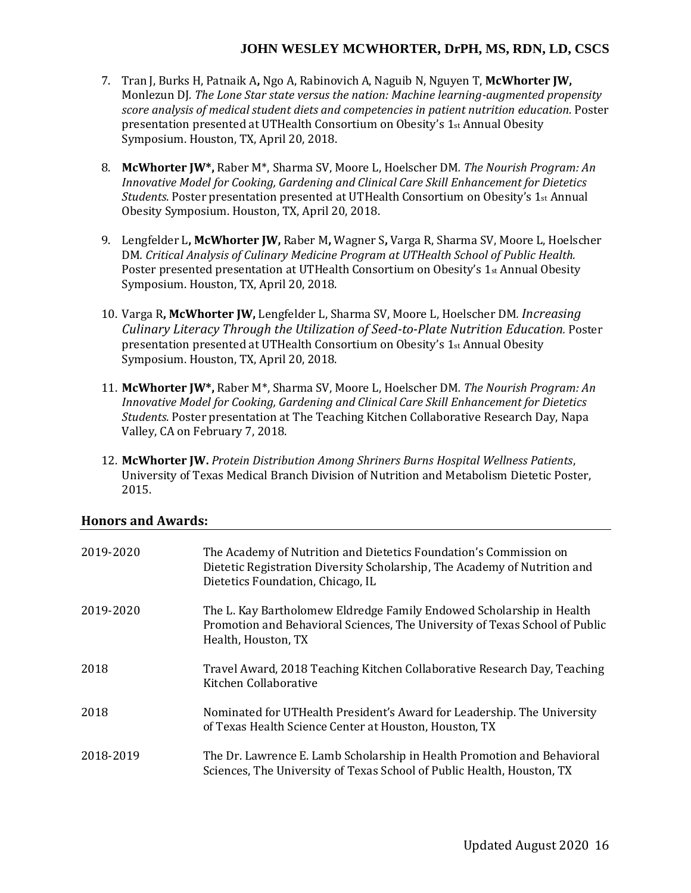7. Tran J, Burks H, Patnaik A**,** Ngo A, Rabinovich A, Naguib N, Nguyen T, **McWhorter JW,** Monlezun DJ. *The Lone Star state versus the nation: Machine learning-augmented propensity score analysis of medical student diets and competencies in patient nutrition education*. Poster presentation presented at UTHealth Consortium on Obesity's 1st Annual Obesity Symposium. Houston, TX, April 20, 2018.

8. **McWhorter JW\*,** Raber M\*, Sharma SV, Moore L, Hoelscher DM*. The Nourish Program: An Innovative Model for Cooking, Gardening and Clinical Care Skill Enhancement for Dietetics Students*. Poster presentation presented at UTHealth Consortium on Obesity's 1st Annual Obesity Symposium. Houston, TX, April 20, 2018.

9. Lengfelder L**, McWhorter JW,** Raber M**,** Wagner S**,** Varga R, Sharma SV, Moore L, Hoelscher DM*. Critical Analysis of Culinary Medicine Program at UTHealth School of Public Health.* Poster presented presentation at UTHealth Consortium on Obesity's 1st Annual Obesity Symposium. Houston, TX, April 20, 2018.

10. Varga R**, McWhorter JW,** Lengfelder L, Sharma SV, Moore L, Hoelscher DM*. Increasing Culinary Literacy Through the Utilization of Seed-to-Plate Nutrition Education.* Poster presentation presented at UTHealth Consortium on Obesity's 1st Annual Obesity Symposium. Houston, TX, April 20, 2018.

11. **McWhorter JW\*,** Raber M\*, Sharma SV, Moore L, Hoelscher DM*. The Nourish Program: An Innovative Model for Cooking, Gardening and Clinical Care Skill Enhancement for Dietetics Students*. Poster presentation at The Teaching Kitchen Collaborative Research Day, Napa Valley, CA on February 7, 2018.

12. **McWhorter JW.** *Protein Distribution Among Shriners Burns Hospital Wellness Patients*, University of Texas Medical Branch Division of Nutrition and Metabolism Dietetic Poster, 2015.

## Honors and Awards:

| | |
|---|---|
| 2019-2020 | The Academy of Nutrition and Dietetics Foundation's Commission on Dietetic Registration Diversity Scholarship, The Academy of Nutrition and Dietetics Foundation, Chicago, IL |
| 2019-2020 | The L. Kay Bartholomew Eldredge Family Endowed Scholarship in Health Promotion and Behavioral Sciences, The University of Texas School of Public Health, Houston, TX |
| 2018 | Travel Award, 2018 Teaching Kitchen Collaborative Research Day, Teaching Kitchen Collaborative |
| 2018 | Nominated for UTHealth President's Award for Leadership. The University of Texas Health Science Center at Houston, Houston, TX |
| 2018-2019 | The Dr. Lawrence E. Lamb Scholarship in Health Promotion and Behavioral Sciences, The University of Texas School of Public Health, Houston, TX |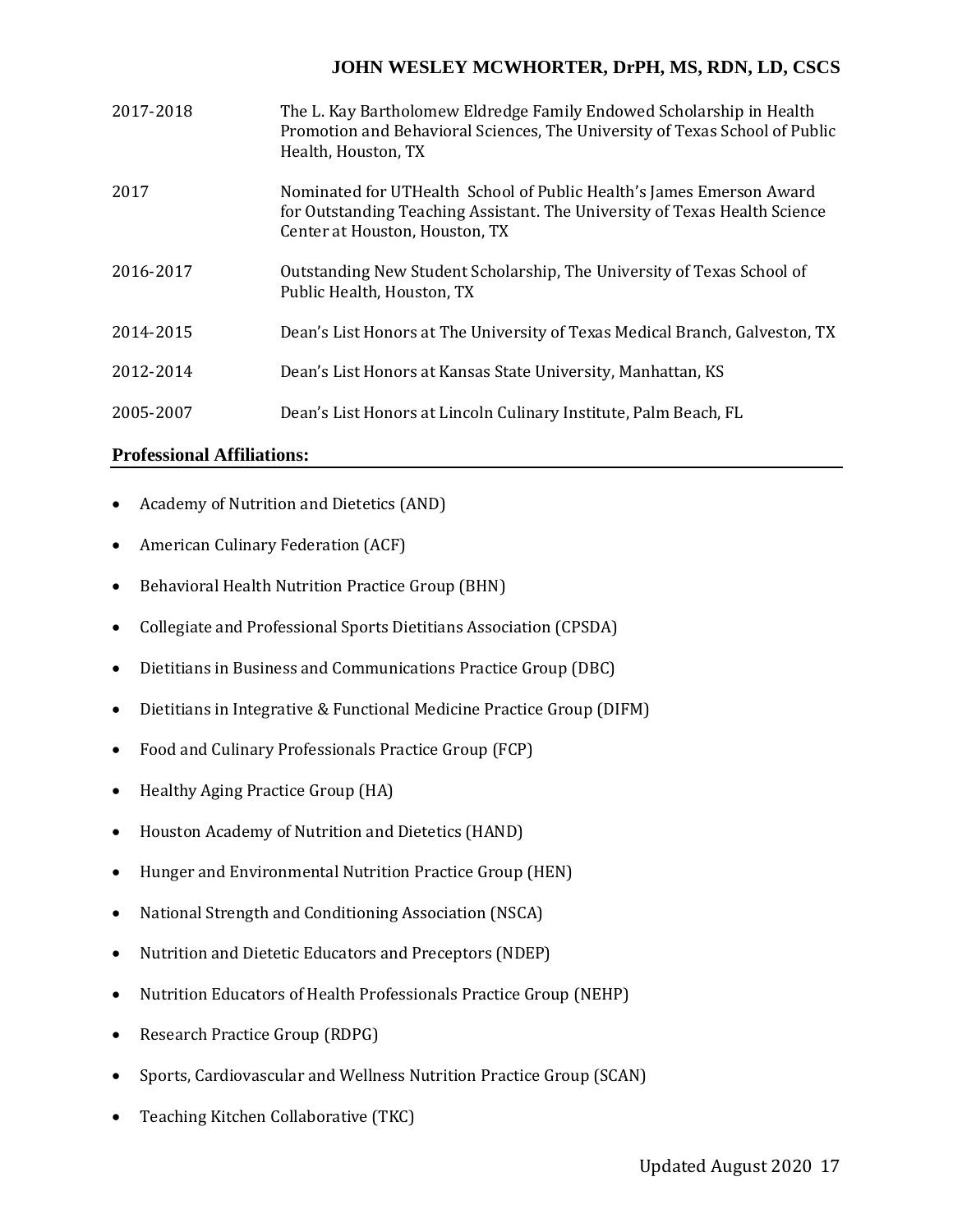| | |
|---|---|
| 2017-2018 | The L. Kay Bartholomew Eldredge Family Endowed Scholarship in Health Promotion and Behavioral Sciences, The University of Texas School of Public Health, Houston, TX |
| 2017 | Nominated for UTHealth School of Public Health's James Emerson Award for Outstanding Teaching Assistant. The University of Texas Health Science Center at Houston, Houston, TX |
| 2016-2017 | Outstanding New Student Scholarship, The University of Texas School of Public Health, Houston, TX |
| 2014-2015 | Dean's List Honors at The University of Texas Medical Branch, Galveston, TX |
| 2012-2014 | Dean's List Honors at Kansas State University, Manhattan, KS |
| 2005-2007 | Dean's List Honors at Lincoln Culinary Institute, Palm Beach, FL |

## Professional Affiliations:

- Academy of Nutrition and Dietetics (AND)
- American Culinary Federation (ACF)
- Behavioral Health Nutrition Practice Group (BHN)
- Collegiate and Professional Sports Dietitians Association (CPSDA)
- Dietitians in Business and Communications Practice Group (DBC)
- Dietitians in Integrative & Functional Medicine Practice Group (DIFM)
- Food and Culinary Professionals Practice Group (FCP)
- Healthy Aging Practice Group (HA)
- Houston Academy of Nutrition and Dietetics (HAND)
- Hunger and Environmental Nutrition Practice Group (HEN)
- National Strength and Conditioning Association (NSCA)
- Nutrition and Dietetic Educators and Preceptors (NDEP)
- Nutrition Educators of Health Professionals Practice Group (NEHP)
- Research Practice Group (RDPG)
- Sports, Cardiovascular and Wellness Nutrition Practice Group (SCAN)
- Teaching Kitchen Collaborative (TKC)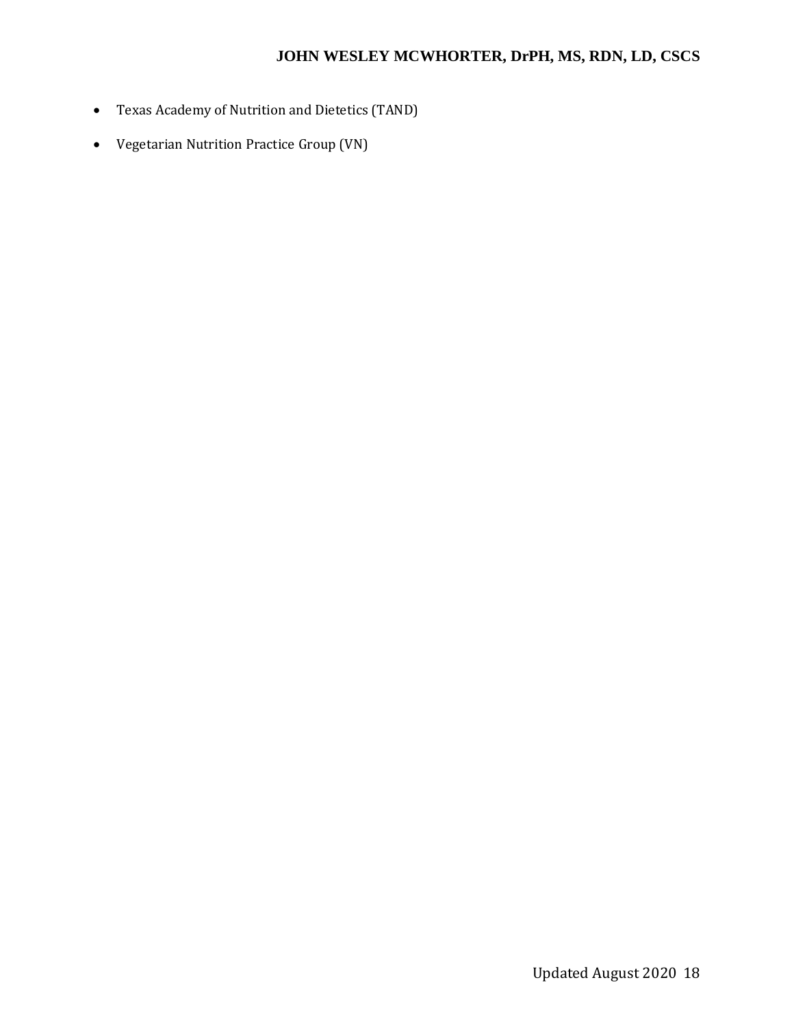- Texas Academy of Nutrition and Dietetics (TAND)
- Vegetarian Nutrition Practice Group (VN)